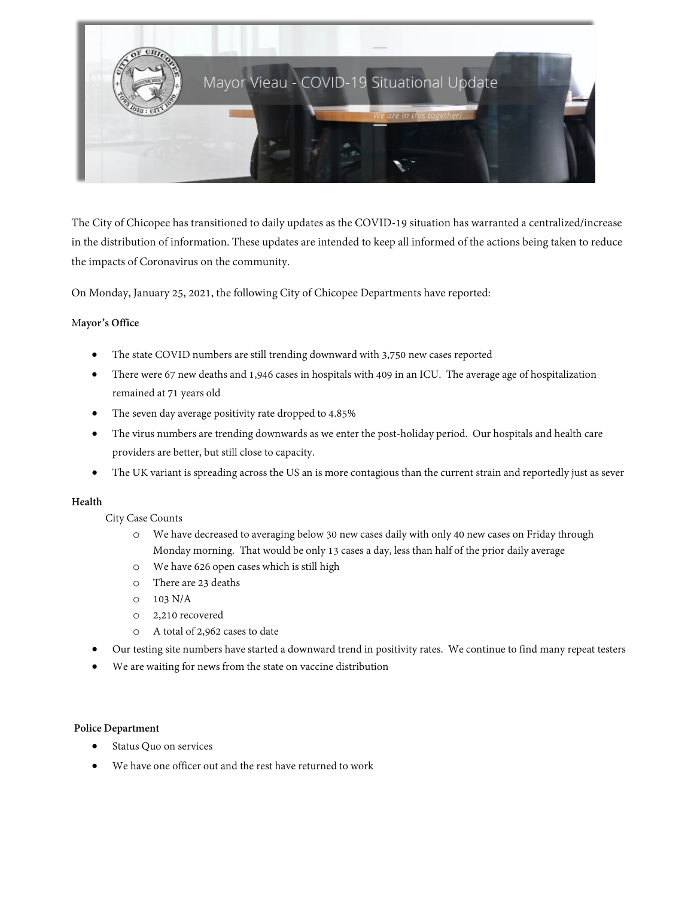# Mayor Vieau - COVID-19 Situational Update

*We are in this together!*

The City of Chicopee has transitioned to daily updates as the COVID-19 situation has warranted a centralized/increase in the distribution of information. These updates are intended to keep all informed of the actions being taken to reduce the impacts of Coronavirus on the community.

On Monday, January 25, 2021, the following City of Chicopee Departments have reported:

**Mayor's Office**

- The state COVID numbers are still trending downward with 3,750 new cases reported
- There were 67 new deaths and 1,946 cases in hospitals with 409 in an ICU. The average age of hospitalization remained at 71 years old
- The seven day average positivity rate dropped to 4.85%
- The virus numbers are trending downwards as we enter the post-holiday period. Our hospitals and health care providers are better, but still close to capacity.
- The UK variant is spreading across the US an is more contagious than the current strain and reportedly just as sever

**Health**

City Case Counts

- We have decreased to averaging below 30 new cases daily with only 40 new cases on Friday through Monday morning. That would be only 13 cases a day, less than half of the prior daily average
- We have 626 open cases which is still high
- There are 23 deaths
- 103 N/A
- 2,210 recovered
- A total of 2,962 cases to date

- Our testing site numbers have started a downward trend in positivity rates. We continue to find many repeat testers
- We are waiting for news from the state on vaccine distribution

**Police Department**

- Status Quo on services
- We have one officer out and the rest have returned to work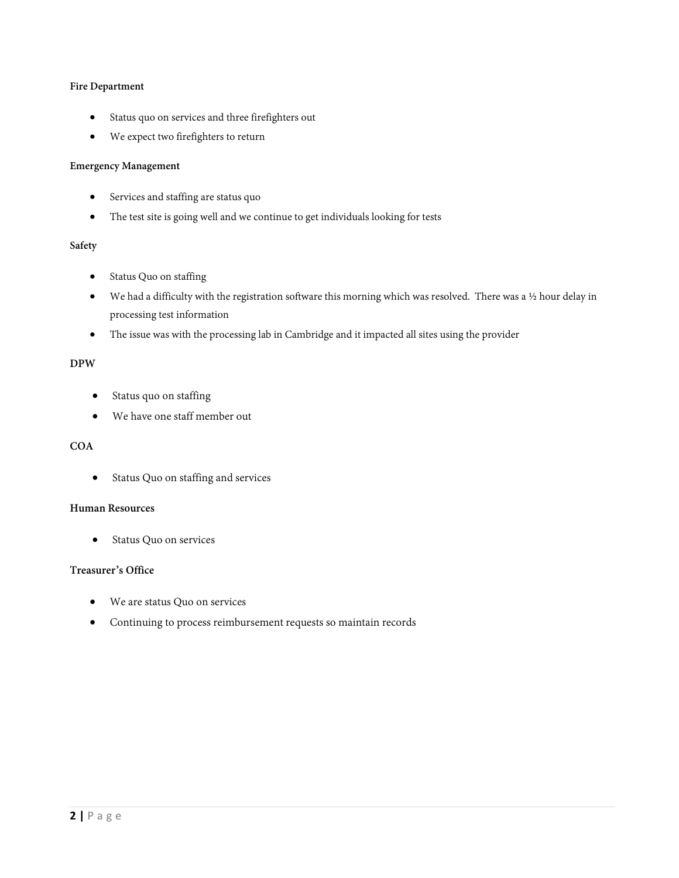**Fire Department**

- Status quo on services and three firefighters out
- We expect two firefighters to return

**Emergency Management**

- Services and staffing are status quo
- The test site is going well and we continue to get individuals looking for tests

**Safety**

- Status Quo on staffing
- We had a difficulty with the registration software this morning which was resolved. There was a ½ hour delay in processing test information
- The issue was with the processing lab in Cambridge and it impacted all sites using the provider

**DPW**

- Status quo on staffing
- We have one staff member out

**COA**

- Status Quo on staffing and services

**Human Resources**

- Status Quo on services

**Treasurer's Office**

- We are status Quo on services
- Continuing to process reimbursement requests so maintain records